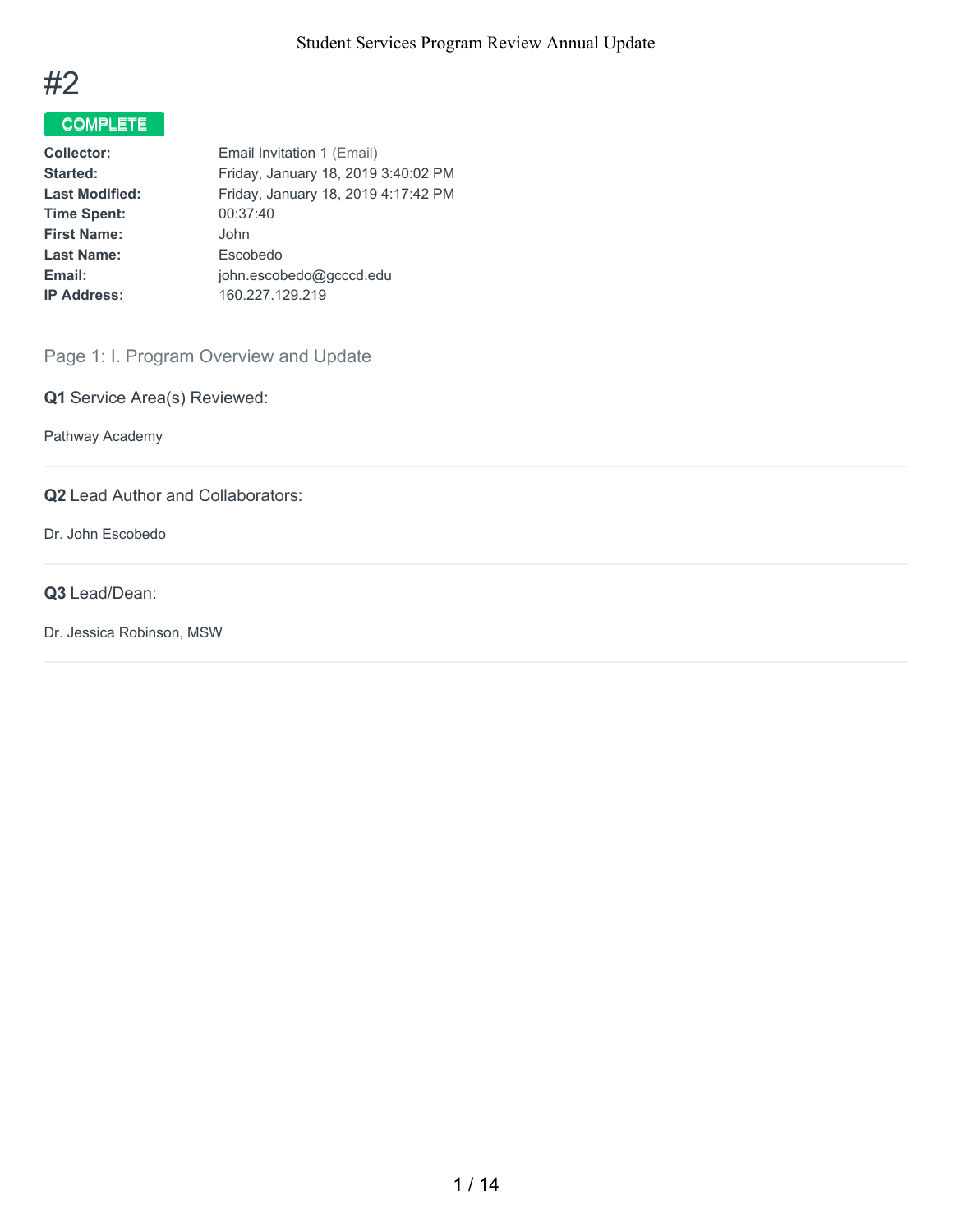# #2

**COMPLETE**

| | |
|---|---|
| **Collector:** | Email Invitation 1 (Email) |
| **Started:** | Friday, January 18, 2019 3:40:02 PM |
| **Last Modified:** | Friday, January 18, 2019 4:17:42 PM |
| **Time Spent:** | 00:37:40 |
| **First Name:** | John |
| **Last Name:** | Escobedo |
| **Email:** | john.escobedo@gcccd.edu |
| **IP Address:** | 160.227.129.219 |

## Page 1: I. Program Overview and Update

**Q1** Service Area(s) Reviewed:

Pathway Academy

**Q2** Lead Author and Collaborators:

Dr. John Escobedo

**Q3** Lead/Dean:

Dr. Jessica Robinson, MSW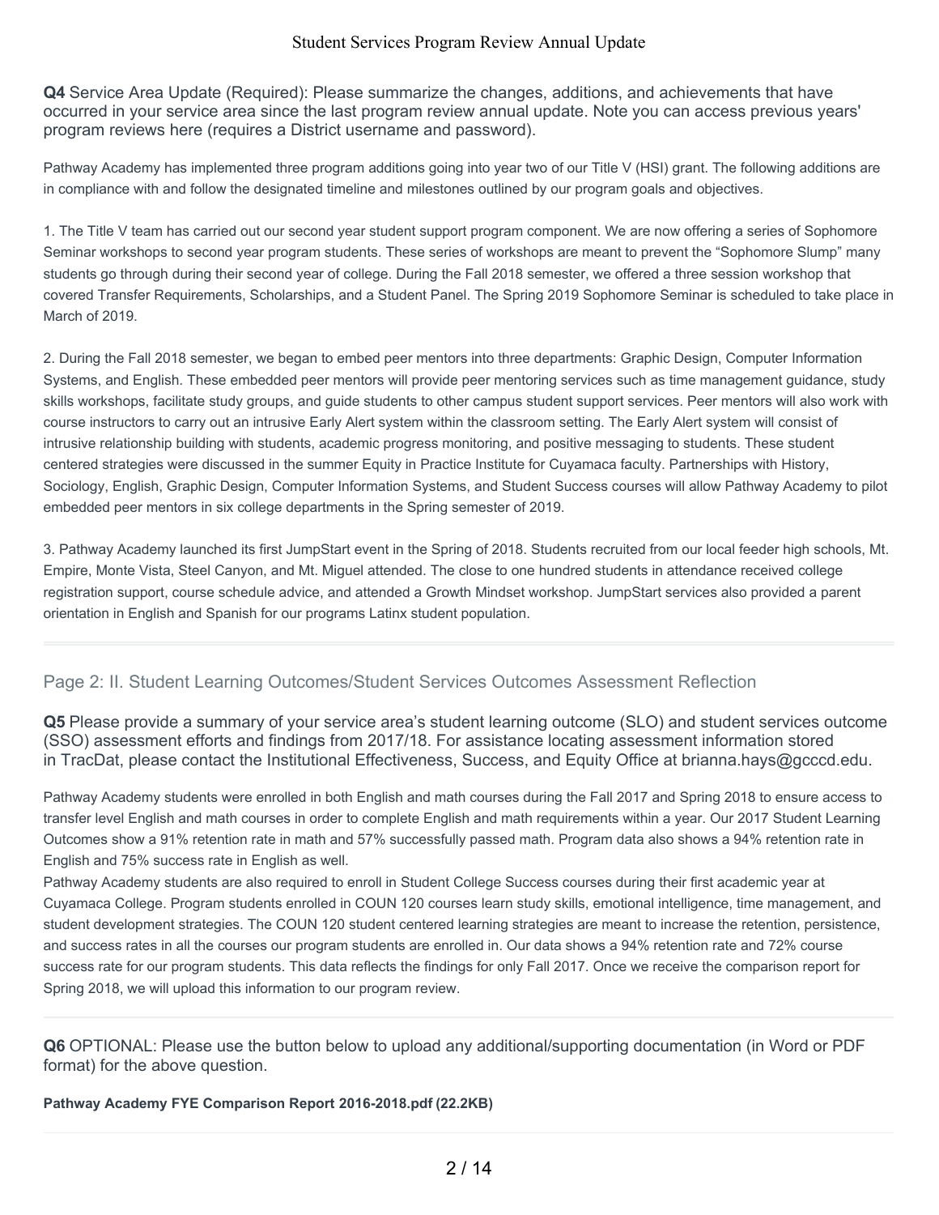**Q4** Service Area Update (Required): Please summarize the changes, additions, and achievements that have occurred in your service area since the last program review annual update. Note you can access previous years' program reviews here (requires a District username and password).

Pathway Academy has implemented three program additions going into year two of our Title V (HSI) grant. The following additions are in compliance with and follow the designated timeline and milestones outlined by our program goals and objectives.

1. The Title V team has carried out our second year student support program component. We are now offering a series of Sophomore Seminar workshops to second year program students. These series of workshops are meant to prevent the "Sophomore Slump" many students go through during their second year of college. During the Fall 2018 semester, we offered a three session workshop that covered Transfer Requirements, Scholarships, and a Student Panel. The Spring 2019 Sophomore Seminar is scheduled to take place in March of 2019.

2. During the Fall 2018 semester, we began to embed peer mentors into three departments: Graphic Design, Computer Information Systems, and English. These embedded peer mentors will provide peer mentoring services such as time management guidance, study skills workshops, facilitate study groups, and guide students to other campus student support services. Peer mentors will also work with course instructors to carry out an intrusive Early Alert system within the classroom setting. The Early Alert system will consist of intrusive relationship building with students, academic progress monitoring, and positive messaging to students. These student centered strategies were discussed in the summer Equity in Practice Institute for Cuyamaca faculty. Partnerships with History, Sociology, English, Graphic Design, Computer Information Systems, and Student Success courses will allow Pathway Academy to pilot embedded peer mentors in six college departments in the Spring semester of 2019.

3. Pathway Academy launched its first JumpStart event in the Spring of 2018. Students recruited from our local feeder high schools, Mt. Empire, Monte Vista, Steel Canyon, and Mt. Miguel attended. The close to one hundred students in attendance received college registration support, course schedule advice, and attended a Growth Mindset workshop. JumpStart services also provided a parent orientation in English and Spanish for our programs Latinx student population.

## Page 2: II. Student Learning Outcomes/Student Services Outcomes Assessment Reflection

**Q5** Please provide a summary of your service area's student learning outcome (SLO) and student services outcome (SSO) assessment efforts and findings from 2017/18. For assistance locating assessment information stored in TracDat, please contact the Institutional Effectiveness, Success, and Equity Office at brianna.hays@gcccd.edu.

Pathway Academy students were enrolled in both English and math courses during the Fall 2017 and Spring 2018 to ensure access to transfer level English and math courses in order to complete English and math requirements within a year. Our 2017 Student Learning Outcomes show a 91% retention rate in math and 57% successfully passed math. Program data also shows a 94% retention rate in English and 75% success rate in English as well.
Pathway Academy students are also required to enroll in Student College Success courses during their first academic year at Cuyamaca College. Program students enrolled in COUN 120 courses learn study skills, emotional intelligence, time management, and student development strategies. The COUN 120 student centered learning strategies are meant to increase the retention, persistence, and success rates in all the courses our program students are enrolled in. Our data shows a 94% retention rate and 72% course success rate for our program students. This data reflects the findings for only Fall 2017. Once we receive the comparison report for Spring 2018, we will upload this information to our program review.

**Q6** OPTIONAL: Please use the button below to upload any additional/supporting documentation (in Word or PDF format) for the above question.

**Pathway Academy FYE Comparison Report 2016-2018.pdf (22.2KB)**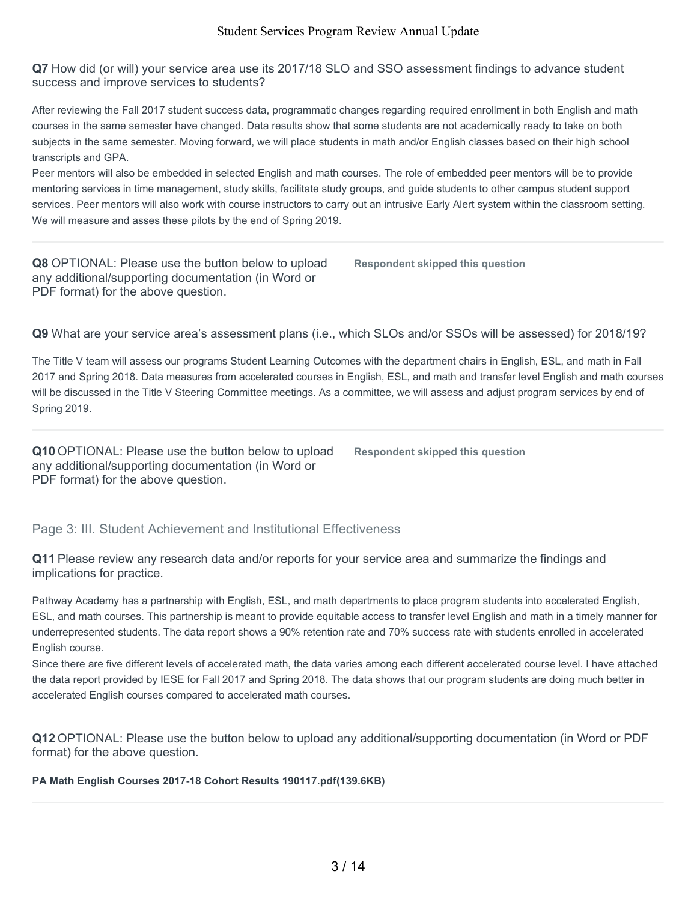**Q7** How did (or will) your service area use its 2017/18 SLO and SSO assessment findings to advance student success and improve services to students?

After reviewing the Fall 2017 student success data, programmatic changes regarding required enrollment in both English and math courses in the same semester have changed. Data results show that some students are not academically ready to take on both subjects in the same semester. Moving forward, we will place students in math and/or English classes based on their high school transcripts and GPA.
Peer mentors will also be embedded in selected English and math courses. The role of embedded peer mentors will be to provide mentoring services in time management, study skills, facilitate study groups, and guide students to other campus student support services. Peer mentors will also work with course instructors to carry out an intrusive Early Alert system within the classroom setting. We will measure and asses these pilots by the end of Spring 2019.

**Q8** OPTIONAL: Please use the button below to upload any additional/supporting documentation (in Word or PDF format) for the above question.

**Respondent skipped this question**

**Q9** What are your service area's assessment plans (i.e., which SLOs and/or SSOs will be assessed) for 2018/19?

The Title V team will assess our programs Student Learning Outcomes with the department chairs in English, ESL, and math in Fall 2017 and Spring 2018. Data measures from accelerated courses in English, ESL, and math and transfer level English and math courses will be discussed in the Title V Steering Committee meetings. As a committee, we will assess and adjust program services by end of Spring 2019.

**Q10** OPTIONAL: Please use the button below to upload any additional/supporting documentation (in Word or PDF format) for the above question.

**Respondent skipped this question**

## Page 3: III. Student Achievement and Institutional Effectiveness

**Q11** Please review any research data and/or reports for your service area and summarize the findings and implications for practice.

Pathway Academy has a partnership with English, ESL, and math departments to place program students into accelerated English, ESL, and math courses. This partnership is meant to provide equitable access to transfer level English and math in a timely manner for underrepresented students. The data report shows a 90% retention rate and 70% success rate with students enrolled in accelerated English course.
Since there are five different levels of accelerated math, the data varies among each different accelerated course level. I have attached the data report provided by IESE for Fall 2017 and Spring 2018. The data shows that our program students are doing much better in accelerated English courses compared to accelerated math courses.

**Q12** OPTIONAL: Please use the button below to upload any additional/supporting documentation (in Word or PDF format) for the above question.

**PA Math English Courses 2017-18 Cohort Results 190117.pdf(139.6KB)**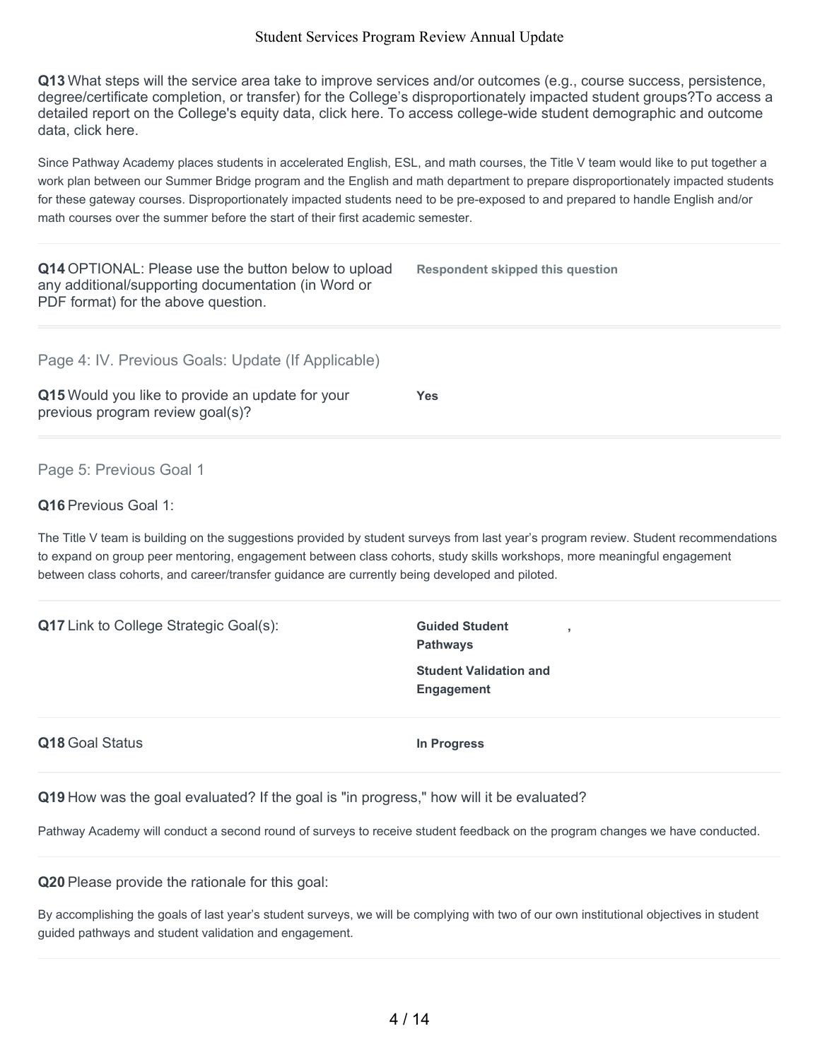**Q13** What steps will the service area take to improve services and/or outcomes (e.g., course success, persistence, degree/certificate completion, or transfer) for the College's disproportionately impacted student groups?To access a detailed report on the College's equity data, click here. To access college-wide student demographic and outcome data, click here.

Since Pathway Academy places students in accelerated English, ESL, and math courses, the Title V team would like to put together a work plan between our Summer Bridge program and the English and math department to prepare disproportionately impacted students for these gateway courses. Disproportionately impacted students need to be pre-exposed to and prepared to handle English and/or math courses over the summer before the start of their first academic semester.

**Q14** OPTIONAL: Please use the button below to upload any additional/supporting documentation (in Word or PDF format) for the above question.

**Respondent skipped this question**

## Page 4: IV. Previous Goals: Update (If Applicable)

**Q15** Would you like to provide an update for your previous program review goal(s)?

**Yes**

## Page 5: Previous Goal 1

**Q16** Previous Goal 1:

The Title V team is building on the suggestions provided by student surveys from last year's program review. Student recommendations to expand on group peer mentoring, engagement between class cohorts, study skills workshops, more meaningful engagement between class cohorts, and career/transfer guidance are currently being developed and piloted.

**Q17** Link to College Strategic Goal(s):

**Guided Student Pathways** ,

**Student Validation and Engagement**

**Q18** Goal Status

**In Progress**

**Q19** How was the goal evaluated? If the goal is "in progress," how will it be evaluated?

Pathway Academy will conduct a second round of surveys to receive student feedback on the program changes we have conducted.

**Q20** Please provide the rationale for this goal:

By accomplishing the goals of last year's student surveys, we will be complying with two of our own institutional objectives in student guided pathways and student validation and engagement.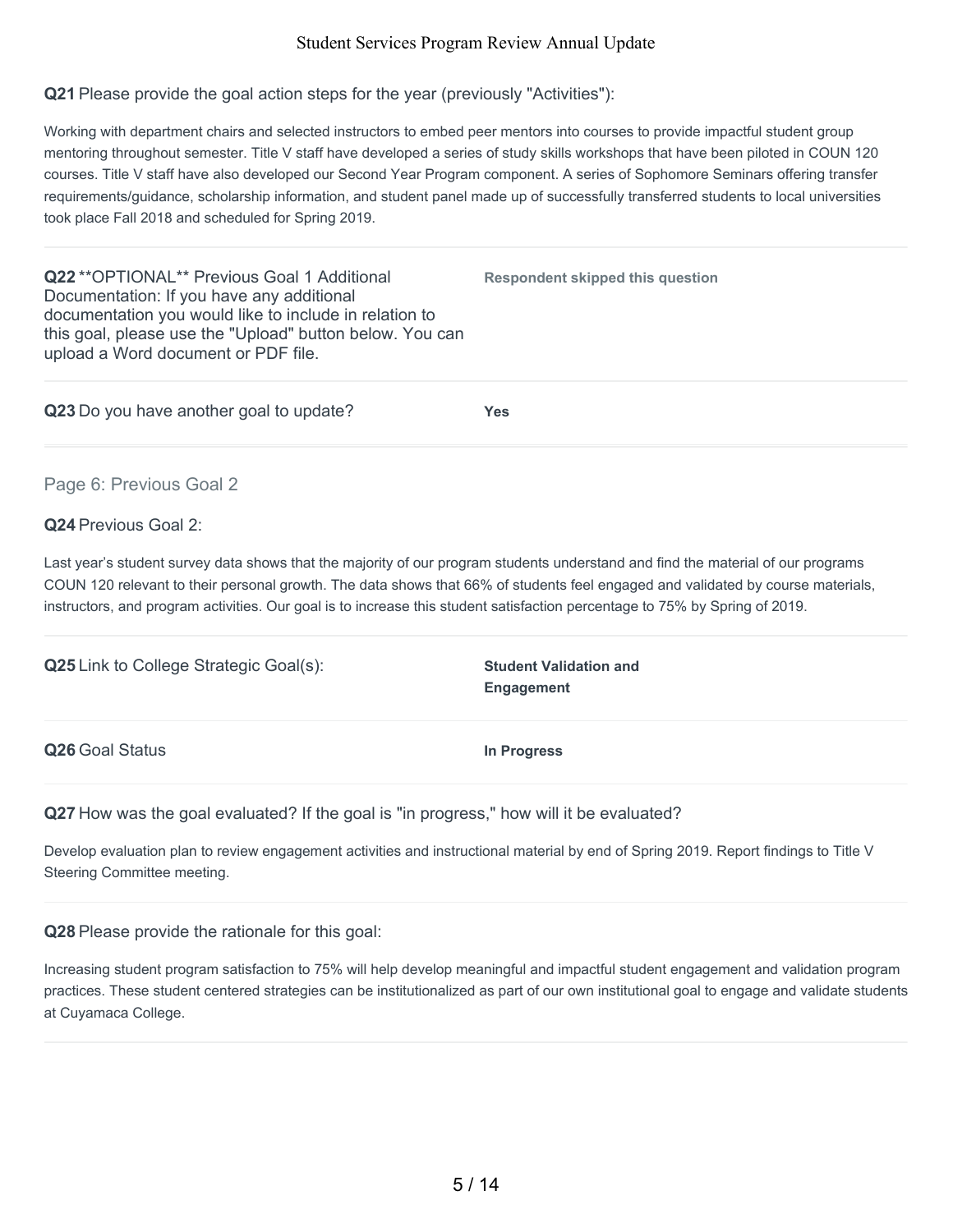**Q21** Please provide the goal action steps for the year (previously "Activities"):

Working with department chairs and selected instructors to embed peer mentors into courses to provide impactful student group mentoring throughout semester. Title V staff have developed a series of study skills workshops that have been piloted in COUN 120 courses. Title V staff have also developed our Second Year Program component. A series of Sophomore Seminars offering transfer requirements/guidance, scholarship information, and student panel made up of successfully transferred students to local universities took place Fall 2018 and scheduled for Spring 2019.

| | |
|---|---|
| **Q22** **OPTIONAL** Previous Goal 1 Additional Documentation: If you have any additional documentation you would like to include in relation to this goal, please use the "Upload" button below. You can upload a Word document or PDF file. | **Respondent skipped this question** |
| **Q23** Do you have another goal to update? | **Yes** |

## Page 6: Previous Goal 2

**Q24** Previous Goal 2:

Last year's student survey data shows that the majority of our program students understand and find the material of our programs COUN 120 relevant to their personal growth. The data shows that 66% of students feel engaged and validated by course materials, instructors, and program activities. Our goal is to increase this student satisfaction percentage to 75% by Spring of 2019.

| | |
|---|---|
| **Q25** Link to College Strategic Goal(s): | **Student Validation and Engagement** |
| **Q26** Goal Status | **In Progress** |

**Q27** How was the goal evaluated? If the goal is "in progress," how will it be evaluated?

Develop evaluation plan to review engagement activities and instructional material by end of Spring 2019. Report findings to Title V Steering Committee meeting.

**Q28** Please provide the rationale for this goal:

Increasing student program satisfaction to 75% will help develop meaningful and impactful student engagement and validation program practices. These student centered strategies can be institutionalized as part of our own institutional goal to engage and validate students at Cuyamaca College.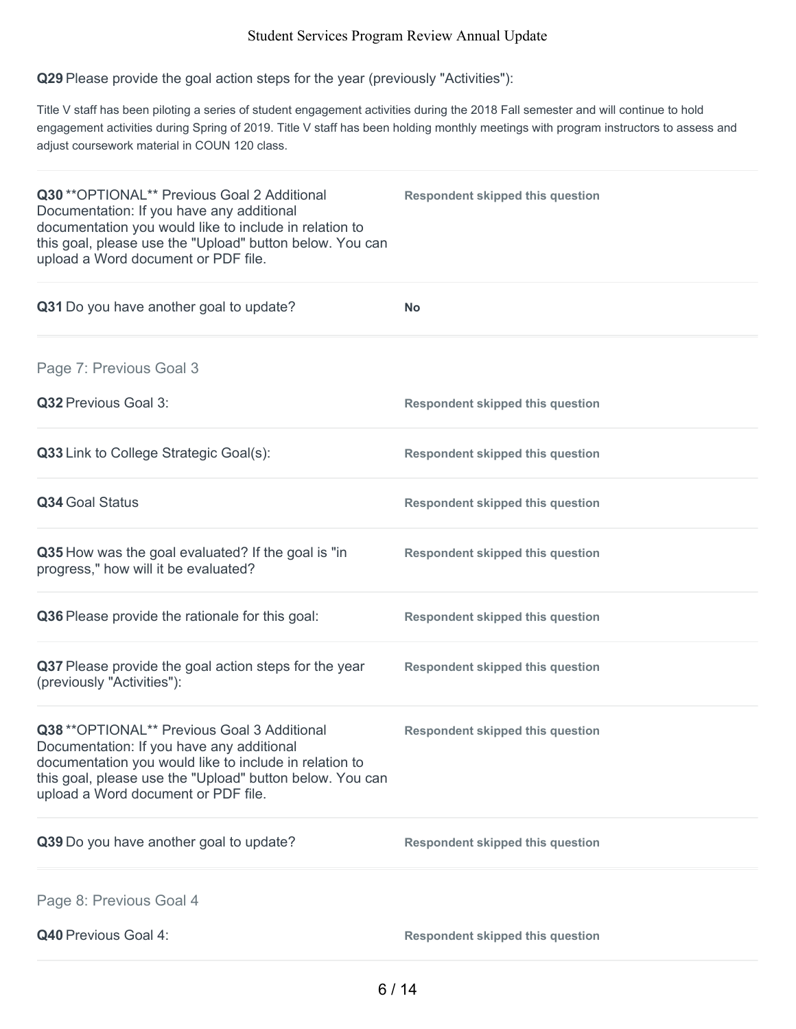**Q29** Please provide the goal action steps for the year (previously "Activities"):

Title V staff has been piloting a series of student engagement activities during the 2018 Fall semester and will continue to hold engagement activities during Spring of 2019. Title V staff has been holding monthly meetings with program instructors to assess and adjust coursework material in COUN 120 class.

| | |
|---|---|
| **Q30** **OPTIONAL** Previous Goal 2 Additional Documentation: If you have any additional documentation you would like to include in relation to this goal, please use the "Upload" button below. You can upload a Word document or PDF file. | **Respondent skipped this question** |
| **Q31** Do you have another goal to update? | **No** |

## Page 7: Previous Goal 3

| | |
|---|---|
| **Q32** Previous Goal 3: | **Respondent skipped this question** |
| **Q33** Link to College Strategic Goal(s): | **Respondent skipped this question** |
| **Q34** Goal Status | **Respondent skipped this question** |
| **Q35** How was the goal evaluated? If the goal is "in progress," how will it be evaluated? | **Respondent skipped this question** |
| **Q36** Please provide the rationale for this goal: | **Respondent skipped this question** |
| **Q37** Please provide the goal action steps for the year (previously "Activities"): | **Respondent skipped this question** |
| **Q38** **OPTIONAL** Previous Goal 3 Additional Documentation: If you have any additional documentation you would like to include in relation to this goal, please use the "Upload" button below. You can upload a Word document or PDF file. | **Respondent skipped this question** |
| **Q39** Do you have another goal to update? | **Respondent skipped this question** |

## Page 8: Previous Goal 4

| | |
|---|---|
| **Q40** Previous Goal 4: | **Respondent skipped this question** |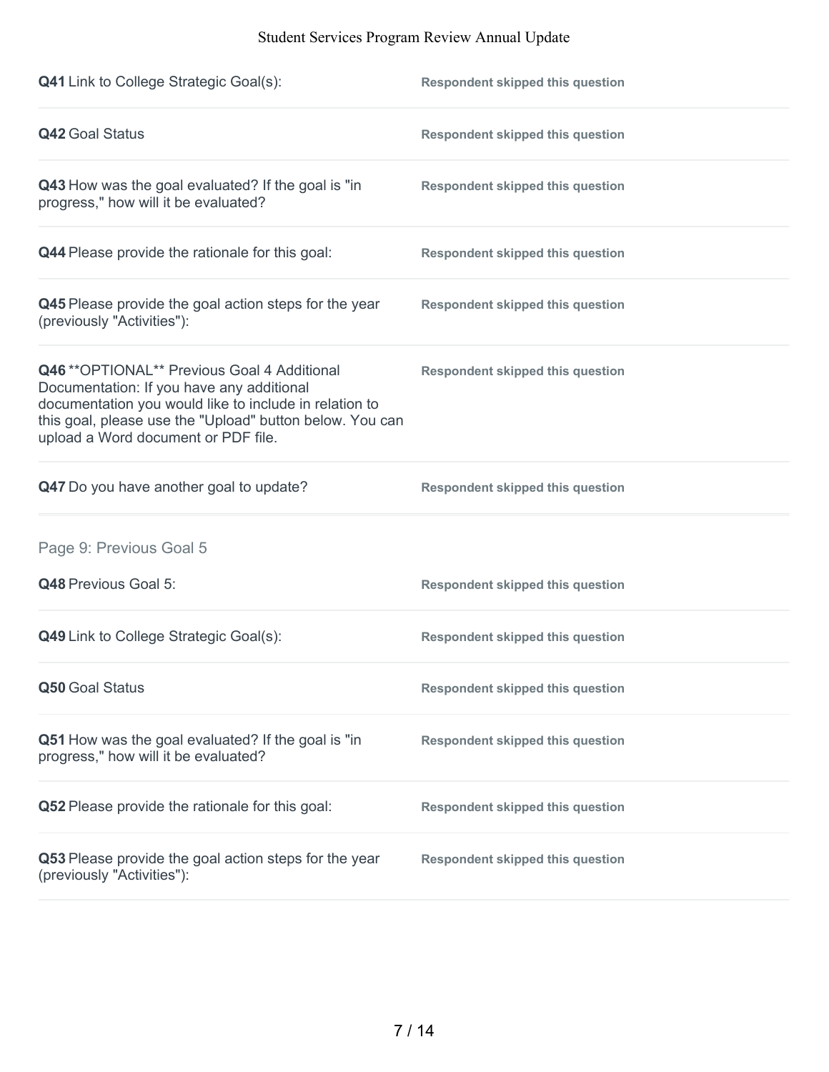**Q41** Link to College Strategic Goal(s): **Respondent skipped this question**

**Q42** Goal Status **Respondent skipped this question**

**Q43** How was the goal evaluated? If the goal is "in progress," how will it be evaluated? **Respondent skipped this question**

**Q44** Please provide the rationale for this goal: **Respondent skipped this question**

**Q45** Please provide the goal action steps for the year (previously "Activities"): **Respondent skipped this question**

**Q46** **OPTIONAL** Previous Goal 4 Additional Documentation: If you have any additional documentation you would like to include in relation to this goal, please use the "Upload" button below. You can upload a Word document or PDF file. **Respondent skipped this question**

**Q47** Do you have another goal to update? **Respondent skipped this question**

## Page 9: Previous Goal 5

**Q48** Previous Goal 5: **Respondent skipped this question**

**Q49** Link to College Strategic Goal(s): **Respondent skipped this question**

**Q50** Goal Status **Respondent skipped this question**

**Q51** How was the goal evaluated? If the goal is "in progress," how will it be evaluated? **Respondent skipped this question**

**Q52** Please provide the rationale for this goal: **Respondent skipped this question**

**Q53** Please provide the goal action steps for the year (previously "Activities"): **Respondent skipped this question**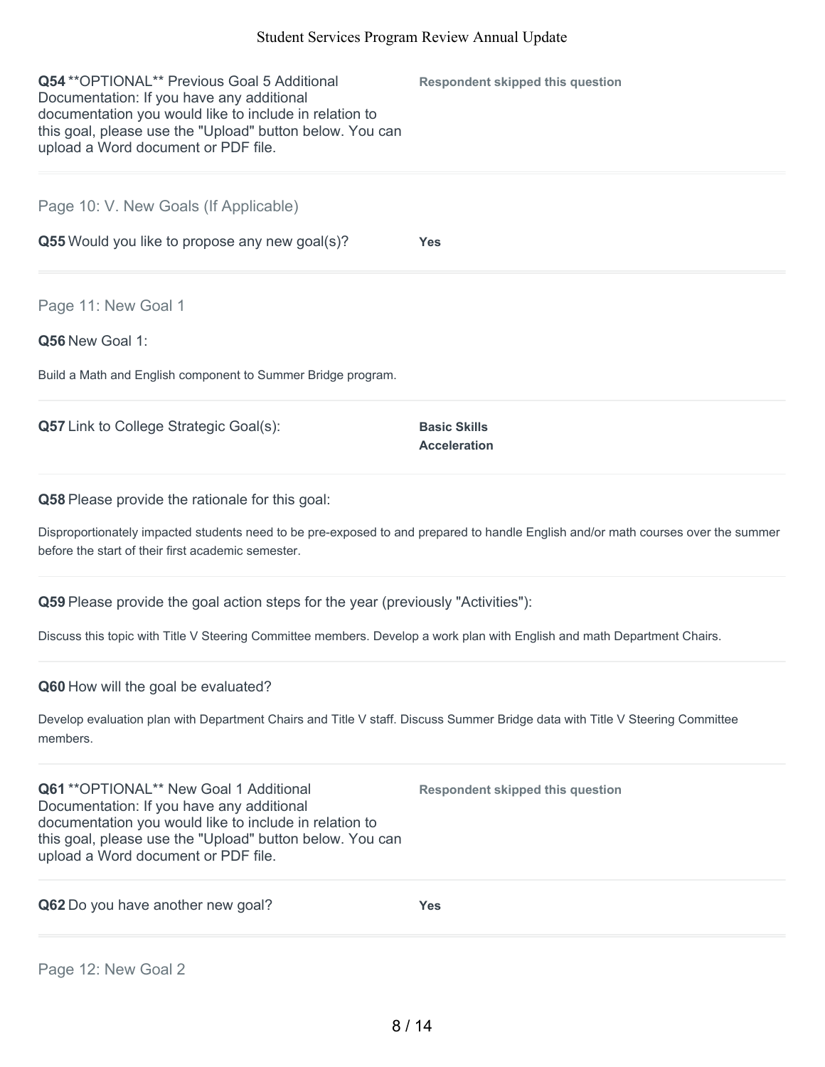**Q54** **OPTIONAL** Previous Goal 5 Additional Documentation: If you have any additional documentation you would like to include in relation to this goal, please use the "Upload" button below. You can upload a Word document or PDF file.

**Respondent skipped this question**

## Page 10: V. New Goals (If Applicable)

**Q55** Would you like to propose any new goal(s)?

**Yes**

## Page 11: New Goal 1

**Q56** New Goal 1:

Build a Math and English component to Summer Bridge program.

**Q57** Link to College Strategic Goal(s):

**Basic Skills**
**Acceleration**

**Q58** Please provide the rationale for this goal:

Disproportionately impacted students need to be pre-exposed to and prepared to handle English and/or math courses over the summer before the start of their first academic semester.

**Q59** Please provide the goal action steps for the year (previously "Activities"):

Discuss this topic with Title V Steering Committee members. Develop a work plan with English and math Department Chairs.

**Q60** How will the goal be evaluated?

Develop evaluation plan with Department Chairs and Title V staff. Discuss Summer Bridge data with Title V Steering Committee members.

**Q61** **OPTIONAL** New Goal 1 Additional Documentation: If you have any additional documentation you would like to include in relation to this goal, please use the "Upload" button below. You can upload a Word document or PDF file.

**Respondent skipped this question**

**Q62** Do you have another new goal?

**Yes**

## Page 12: New Goal 2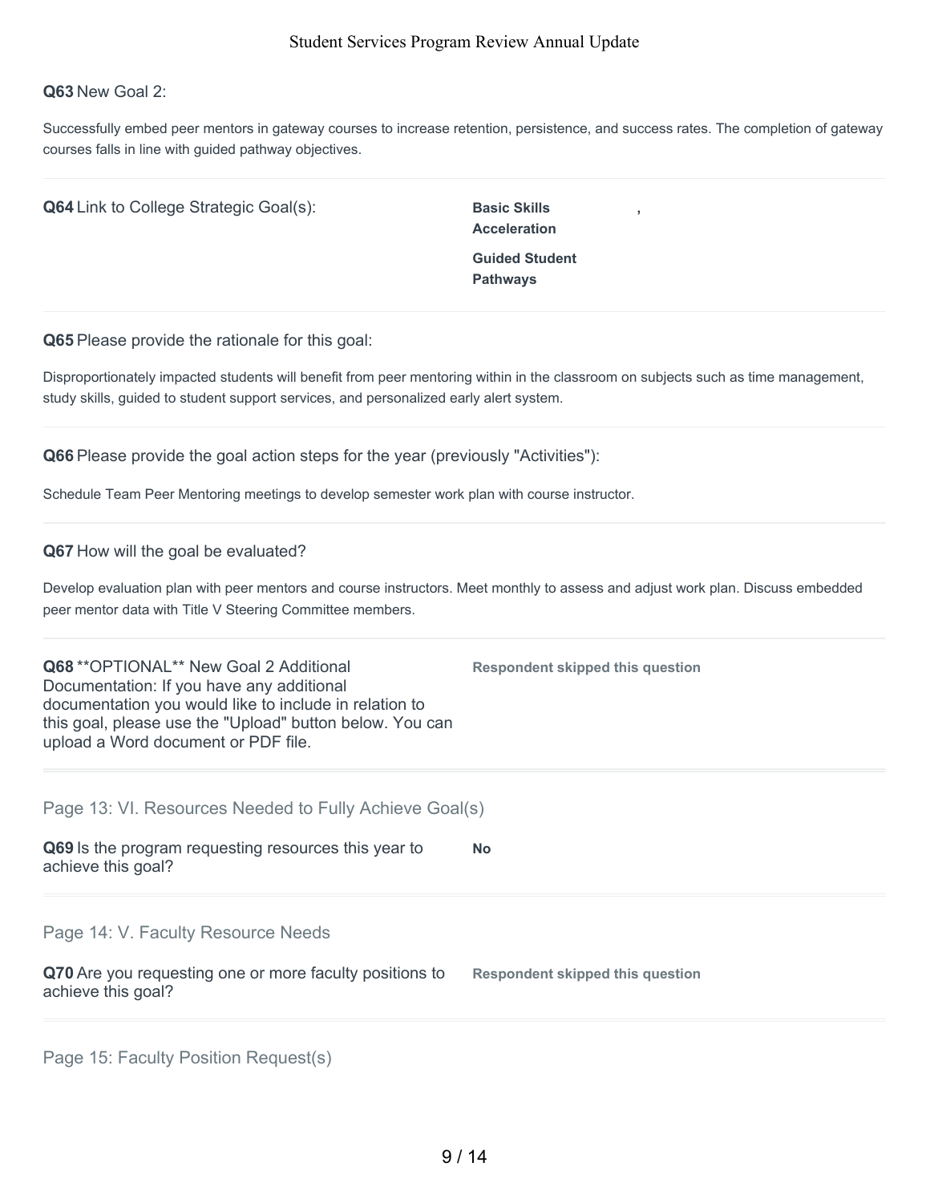**Q63** New Goal 2:

Successfully embed peer mentors in gateway courses to increase retention, persistence, and success rates. The completion of gateway courses falls in line with guided pathway objectives.

**Q64** Link to College Strategic Goal(s):

**Basic Skills Acceleration** ,

**Guided Student Pathways**

**Q65** Please provide the rationale for this goal:

Disproportionately impacted students will benefit from peer mentoring within in the classroom on subjects such as time management, study skills, guided to student support services, and personalized early alert system.

**Q66** Please provide the goal action steps for the year (previously "Activities"):

Schedule Team Peer Mentoring meetings to develop semester work plan with course instructor.

**Q67** How will the goal be evaluated?

Develop evaluation plan with peer mentors and course instructors. Meet monthly to assess and adjust work plan. Discuss embedded peer mentor data with Title V Steering Committee members.

**Q68** **OPTIONAL** New Goal 2 Additional Documentation: If you have any additional documentation you would like to include in relation to this goal, please use the "Upload" button below. You can upload a Word document or PDF file.

**Respondent skipped this question**

## Page 13: VI. Resources Needed to Fully Achieve Goal(s)

**Q69** Is the program requesting resources this year to achieve this goal?

**No**

## Page 14: V. Faculty Resource Needs

**Q70** Are you requesting one or more faculty positions to achieve this goal?

**Respondent skipped this question**

## Page 15: Faculty Position Request(s)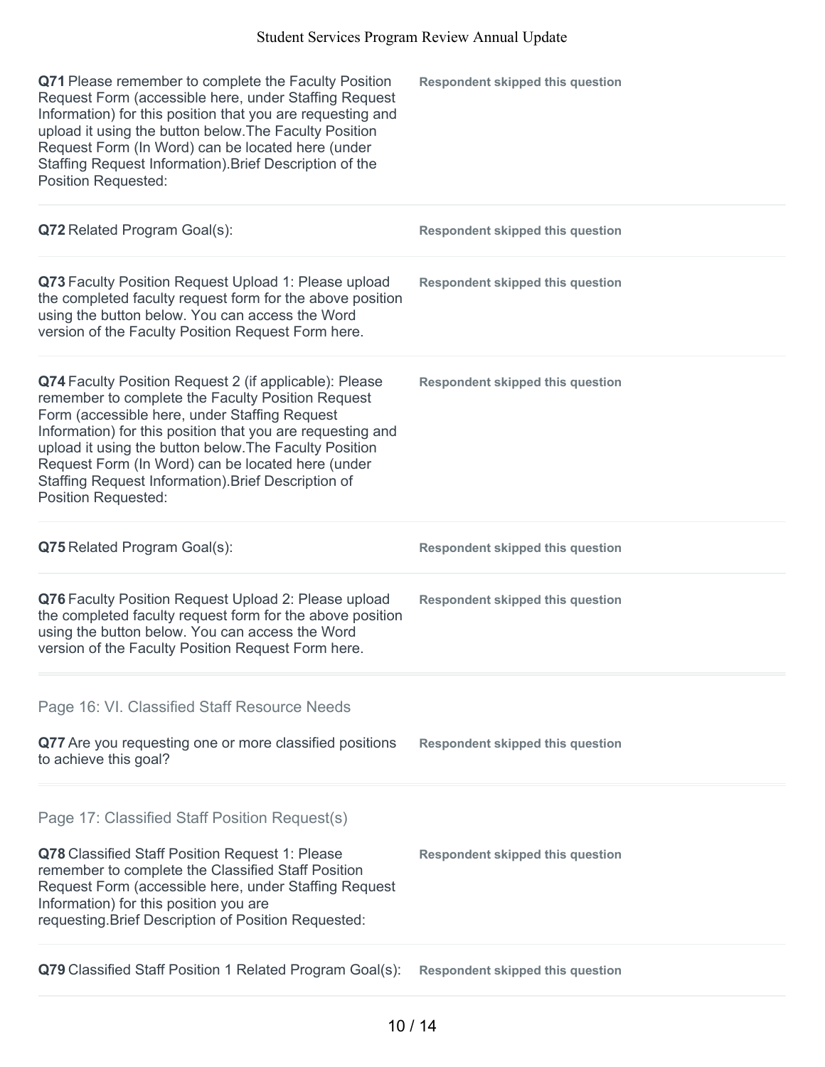| Question | Response |
|---|---|
| **Q71** Please remember to complete the Faculty Position Request Form (accessible here, under Staffing Request Information) for this position that you are requesting and upload it using the button below.The Faculty Position Request Form (In Word) can be located here (under Staffing Request Information).Brief Description of the Position Requested: | **Respondent skipped this question** |
| **Q72** Related Program Goal(s): | **Respondent skipped this question** |
| **Q73** Faculty Position Request Upload 1: Please upload the completed faculty request form for the above position using the button below. You can access the Word version of the Faculty Position Request Form here. | **Respondent skipped this question** |
| **Q74** Faculty Position Request 2 (if applicable): Please remember to complete the Faculty Position Request Form (accessible here, under Staffing Request Information) for this position that you are requesting and upload it using the button below.The Faculty Position Request Form (In Word) can be located here (under Staffing Request Information).Brief Description of Position Requested: | **Respondent skipped this question** |
| **Q75** Related Program Goal(s): | **Respondent skipped this question** |
| **Q76** Faculty Position Request Upload 2: Please upload the completed faculty request form for the above position using the button below. You can access the Word version of the Faculty Position Request Form here. | **Respondent skipped this question** |

## Page 16: VI. Classified Staff Resource Needs

| Question | Response |
|---|---|
| **Q77** Are you requesting one or more classified positions to achieve this goal? | **Respondent skipped this question** |

## Page 17: Classified Staff Position Request(s)

| Question | Response |
|---|---|
| **Q78** Classified Staff Position Request 1: Please remember to complete the Classified Staff Position Request Form (accessible here, under Staffing Request Information) for this position you are requesting.Brief Description of Position Requested: | **Respondent skipped this question** |
| **Q79** Classified Staff Position 1 Related Program Goal(s): | **Respondent skipped this question** |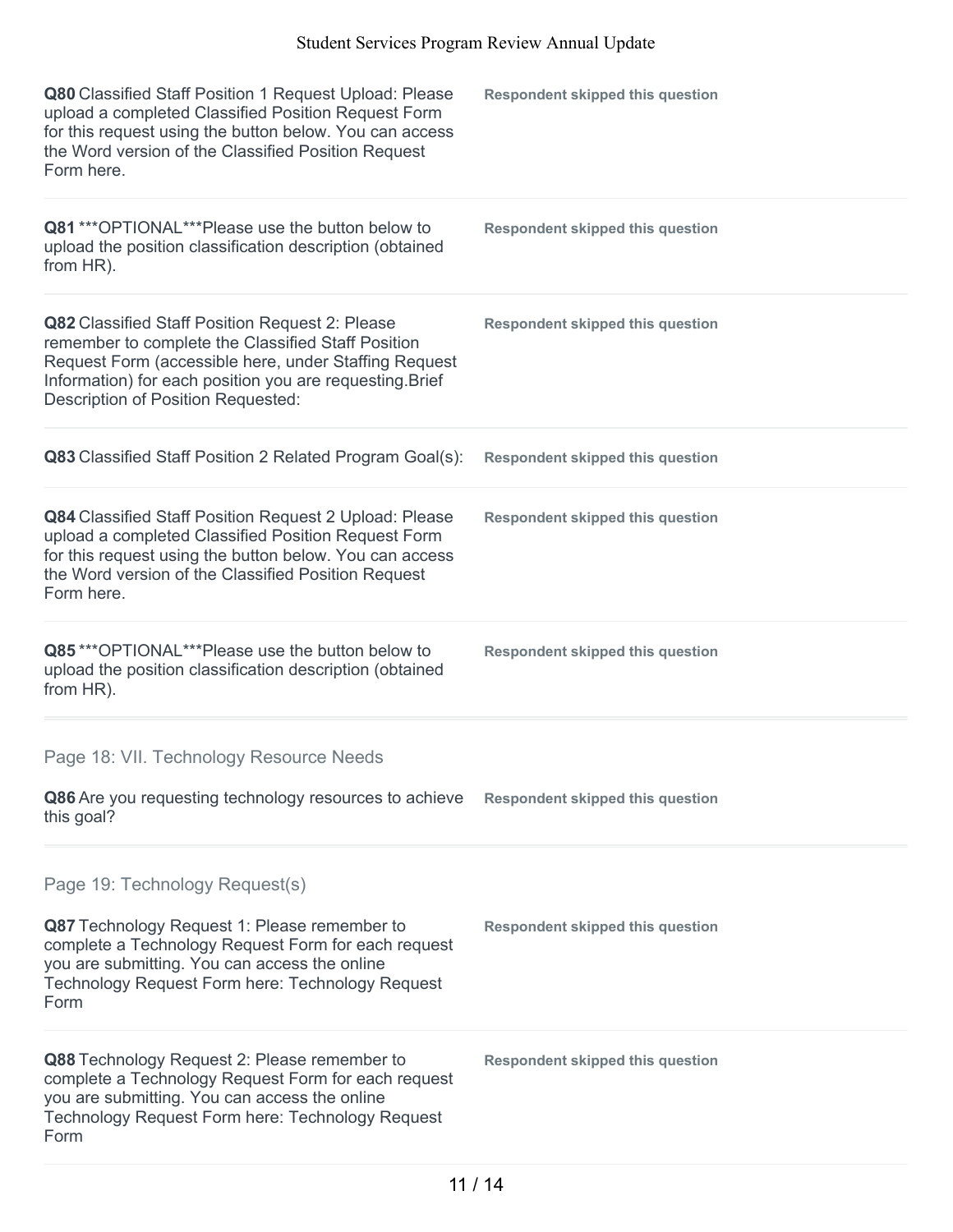**Q80** Classified Staff Position 1 Request Upload: Please upload a completed Classified Position Request Form for this request using the button below. You can access the Word version of the Classified Position Request Form here.

**Respondent skipped this question**

**Q81** ***OPTIONAL***Please use the button below to upload the position classification description (obtained from HR).

**Respondent skipped this question**

**Q82** Classified Staff Position Request 2: Please remember to complete the Classified Staff Position Request Form (accessible here, under Staffing Request Information) for each position you are requesting.Brief Description of Position Requested:

**Respondent skipped this question**

**Q83** Classified Staff Position 2 Related Program Goal(s):

**Respondent skipped this question**

**Q84** Classified Staff Position Request 2 Upload: Please upload a completed Classified Position Request Form for this request using the button below. You can access the Word version of the Classified Position Request Form here.

**Respondent skipped this question**

**Q85** ***OPTIONAL***Please use the button below to upload the position classification description (obtained from HR).

**Respondent skipped this question**

## Page 18: VII. Technology Resource Needs

**Q86** Are you requesting technology resources to achieve this goal?

**Respondent skipped this question**

## Page 19: Technology Request(s)

**Q87** Technology Request 1: Please remember to complete a Technology Request Form for each request you are submitting. You can access the online Technology Request Form here: Technology Request Form

**Respondent skipped this question**

**Q88** Technology Request 2: Please remember to complete a Technology Request Form for each request you are submitting. You can access the online Technology Request Form here: Technology Request Form

**Respondent skipped this question**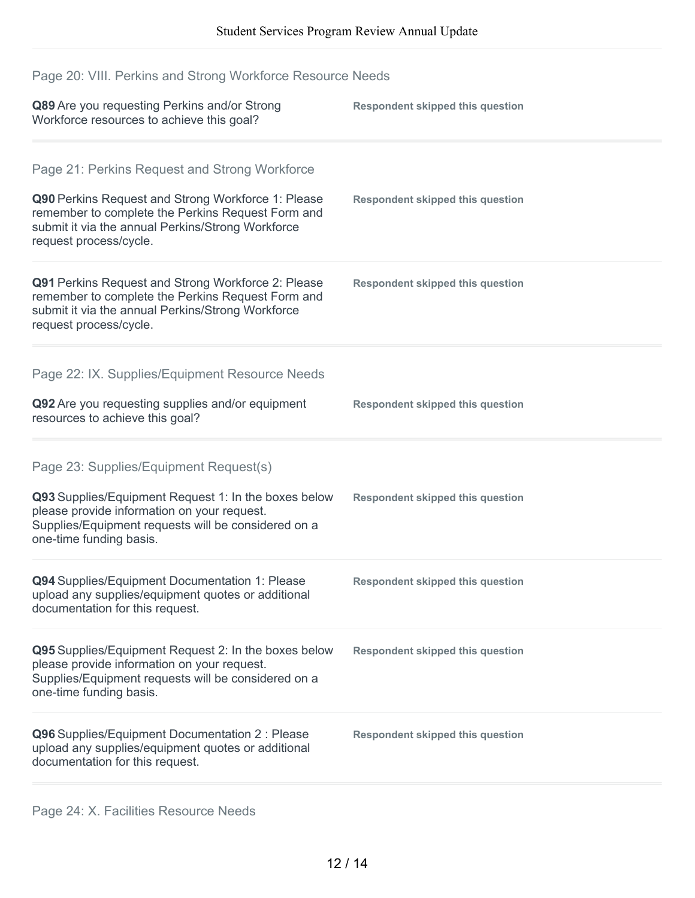## Page 20: VIII. Perkins and Strong Workforce Resource Needs

**Q89** Are you requesting Perkins and/or Strong Workforce resources to achieve this goal?

**Respondent skipped this question**

## Page 21: Perkins Request and Strong Workforce

**Q90** Perkins Request and Strong Workforce 1: Please remember to complete the Perkins Request Form and submit it via the annual Perkins/Strong Workforce request process/cycle.

**Respondent skipped this question**

**Q91** Perkins Request and Strong Workforce 2: Please remember to complete the Perkins Request Form and submit it via the annual Perkins/Strong Workforce request process/cycle.

**Respondent skipped this question**

## Page 22: IX. Supplies/Equipment Resource Needs

**Q92** Are you requesting supplies and/or equipment resources to achieve this goal?

**Respondent skipped this question**

## Page 23: Supplies/Equipment Request(s)

**Q93** Supplies/Equipment Request 1: In the boxes below please provide information on your request. Supplies/Equipment requests will be considered on a one-time funding basis.

**Respondent skipped this question**

**Q94** Supplies/Equipment Documentation 1: Please upload any supplies/equipment quotes or additional documentation for this request.

**Respondent skipped this question**

**Q95** Supplies/Equipment Request 2: In the boxes below please provide information on your request. Supplies/Equipment requests will be considered on a one-time funding basis.

**Respondent skipped this question**

**Q96** Supplies/Equipment Documentation 2 : Please upload any supplies/equipment quotes or additional documentation for this request.

**Respondent skipped this question**

## Page 24: X. Facilities Resource Needs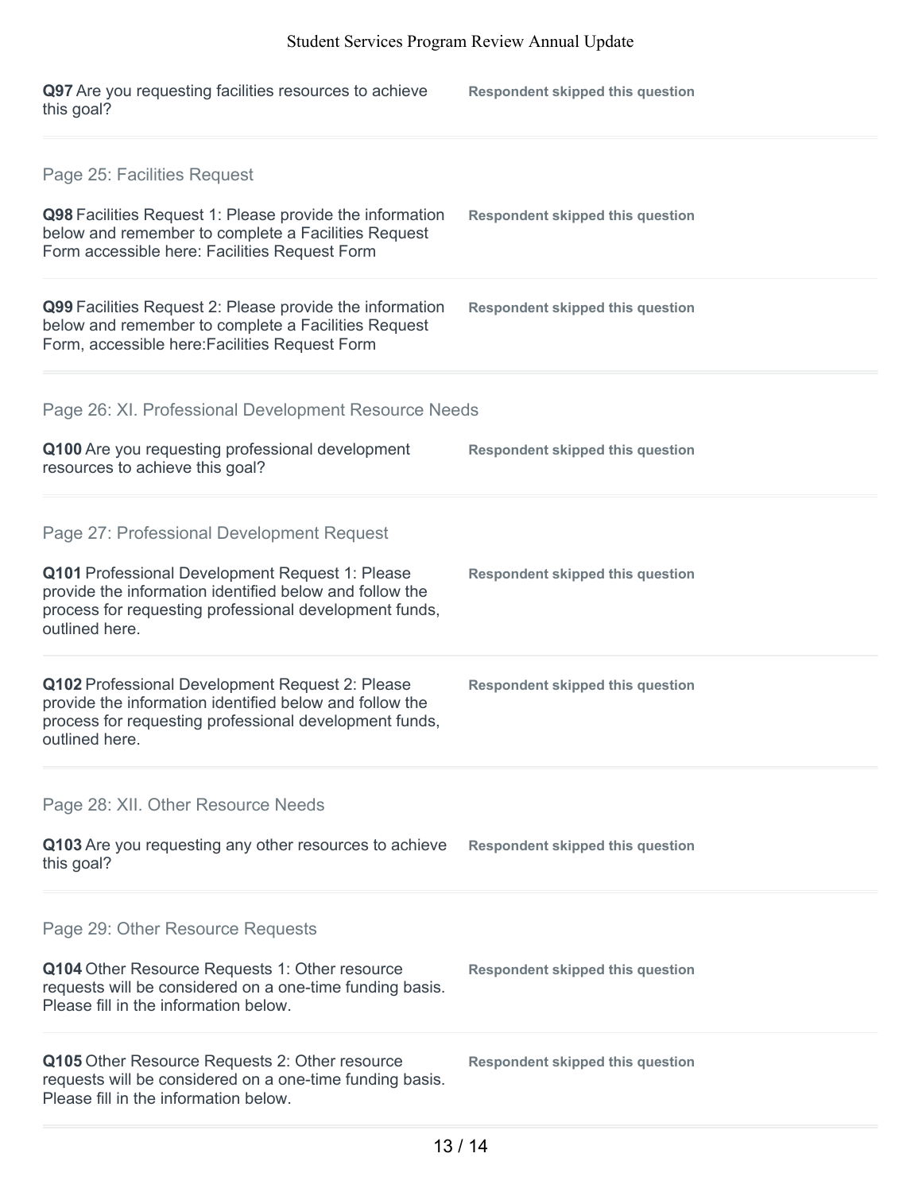**Q97** Are you requesting facilities resources to achieve this goal? — **Respondent skipped this question**

## Page 25: Facilities Request

**Q98** Facilities Request 1: Please provide the information below and remember to complete a Facilities Request Form accessible here: Facilities Request Form — **Respondent skipped this question**

**Q99** Facilities Request 2: Please provide the information below and remember to complete a Facilities Request Form, accessible here:Facilities Request Form — **Respondent skipped this question**

## Page 26: XI. Professional Development Resource Needs

**Q100** Are you requesting professional development resources to achieve this goal? — **Respondent skipped this question**

## Page 27: Professional Development Request

**Q101** Professional Development Request 1: Please provide the information identified below and follow the process for requesting professional development funds, outlined here. — **Respondent skipped this question**

**Q102** Professional Development Request 2: Please provide the information identified below and follow the process for requesting professional development funds, outlined here. — **Respondent skipped this question**

## Page 28: XII. Other Resource Needs

**Q103** Are you requesting any other resources to achieve this goal? — **Respondent skipped this question**

## Page 29: Other Resource Requests

**Q104** Other Resource Requests 1: Other resource requests will be considered on a one-time funding basis. Please fill in the information below. — **Respondent skipped this question**

**Q105** Other Resource Requests 2: Other resource requests will be considered on a one-time funding basis. Please fill in the information below. — **Respondent skipped this question**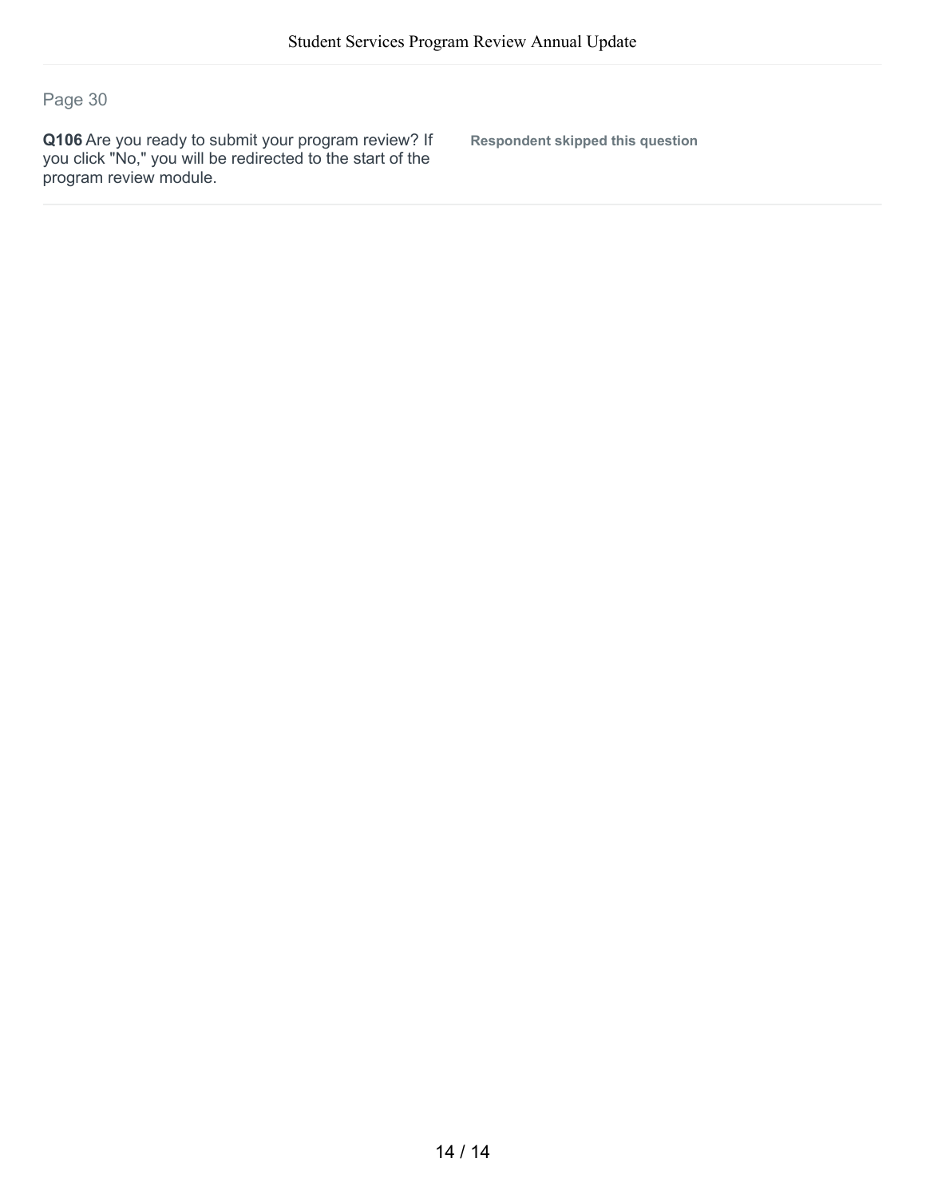Page 30

**Q106** Are you ready to submit your program review? If you click "No," you will be redirected to the start of the program review module.

**Respondent skipped this question**